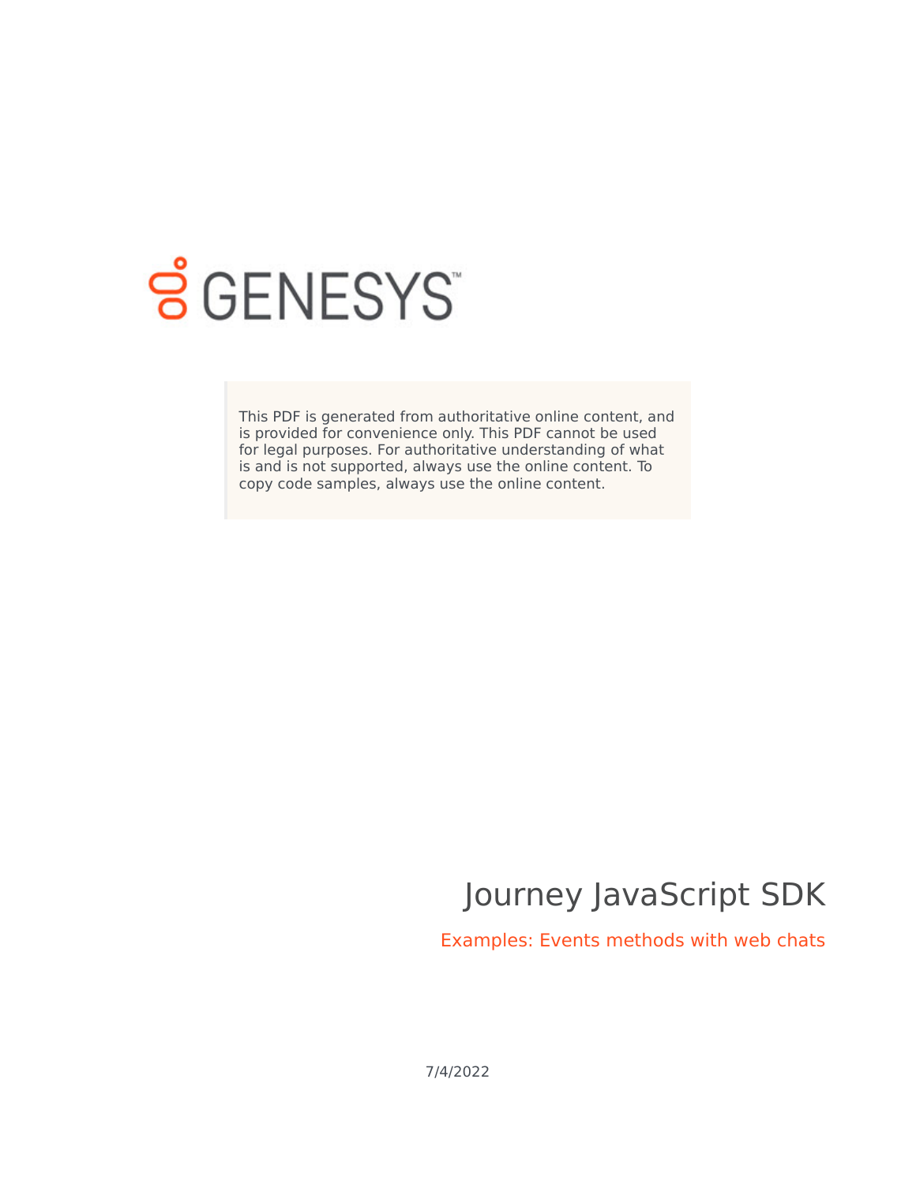GENESYS™

This PDF is generated from authoritative online content, and is provided for convenience only. This PDF cannot be used for legal purposes. For authoritative understanding of what is and is not supported, always use the online content. To copy code samples, always use the online content.

# Journey JavaScript SDK

## Examples: Events methods with web chats

7/4/2022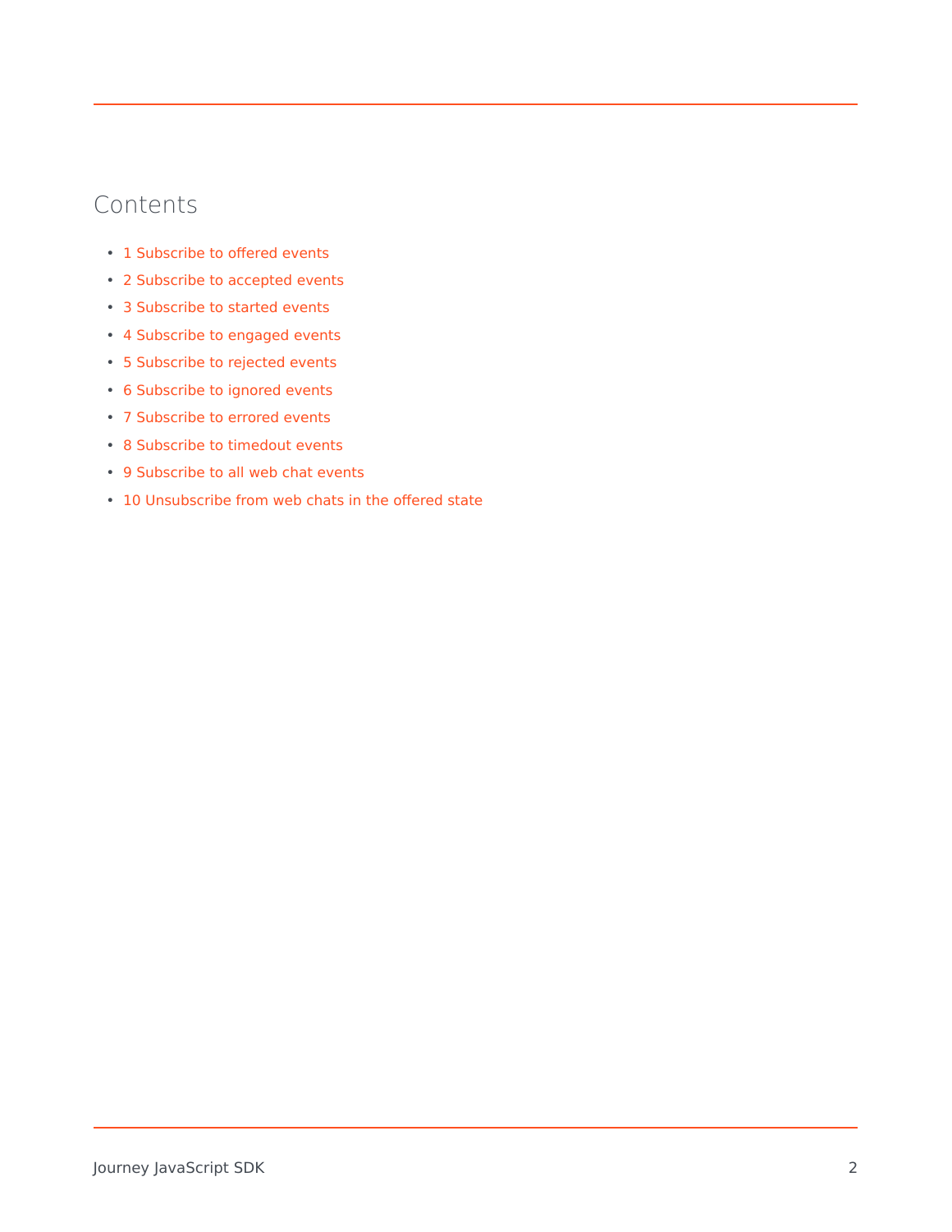## Contents

- 1 Subscribe to offered events
- 2 Subscribe to accepted events
- 3 Subscribe to started events
- 4 Subscribe to engaged events
- 5 Subscribe to rejected events
- 6 Subscribe to ignored events
- 7 Subscribe to errored events
- 8 Subscribe to timedout events
- 9 Subscribe to all web chat events
- 10 Unsubscribe from web chats in the offered state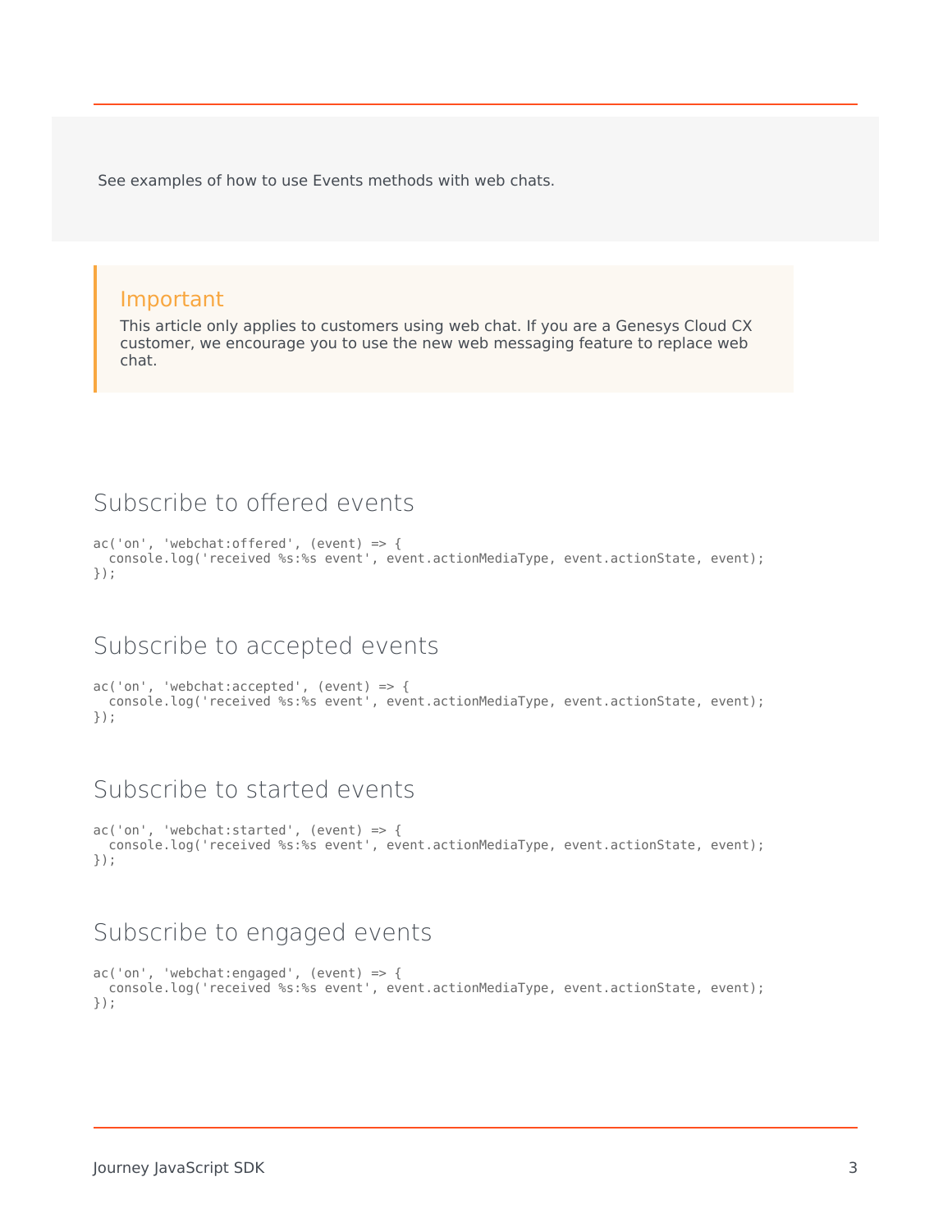See examples of how to use Events methods with web chats.

> **Important**
> This article only applies to customers using web chat. If you are a Genesys Cloud CX customer, we encourage you to use the new web messaging feature to replace web chat.

## Subscribe to offered events

```
ac('on', 'webchat:offered', (event) => {
  console.log('received %s:%s event', event.actionMediaType, event.actionState, event);
});
```

## Subscribe to accepted events

```
ac('on', 'webchat:accepted', (event) => {
  console.log('received %s:%s event', event.actionMediaType, event.actionState, event);
});
```

## Subscribe to started events

```
ac('on', 'webchat:started', (event) => {
  console.log('received %s:%s event', event.actionMediaType, event.actionState, event);
});
```

## Subscribe to engaged events

```
ac('on', 'webchat:engaged', (event) => {
  console.log('received %s:%s event', event.actionMediaType, event.actionState, event);
});
```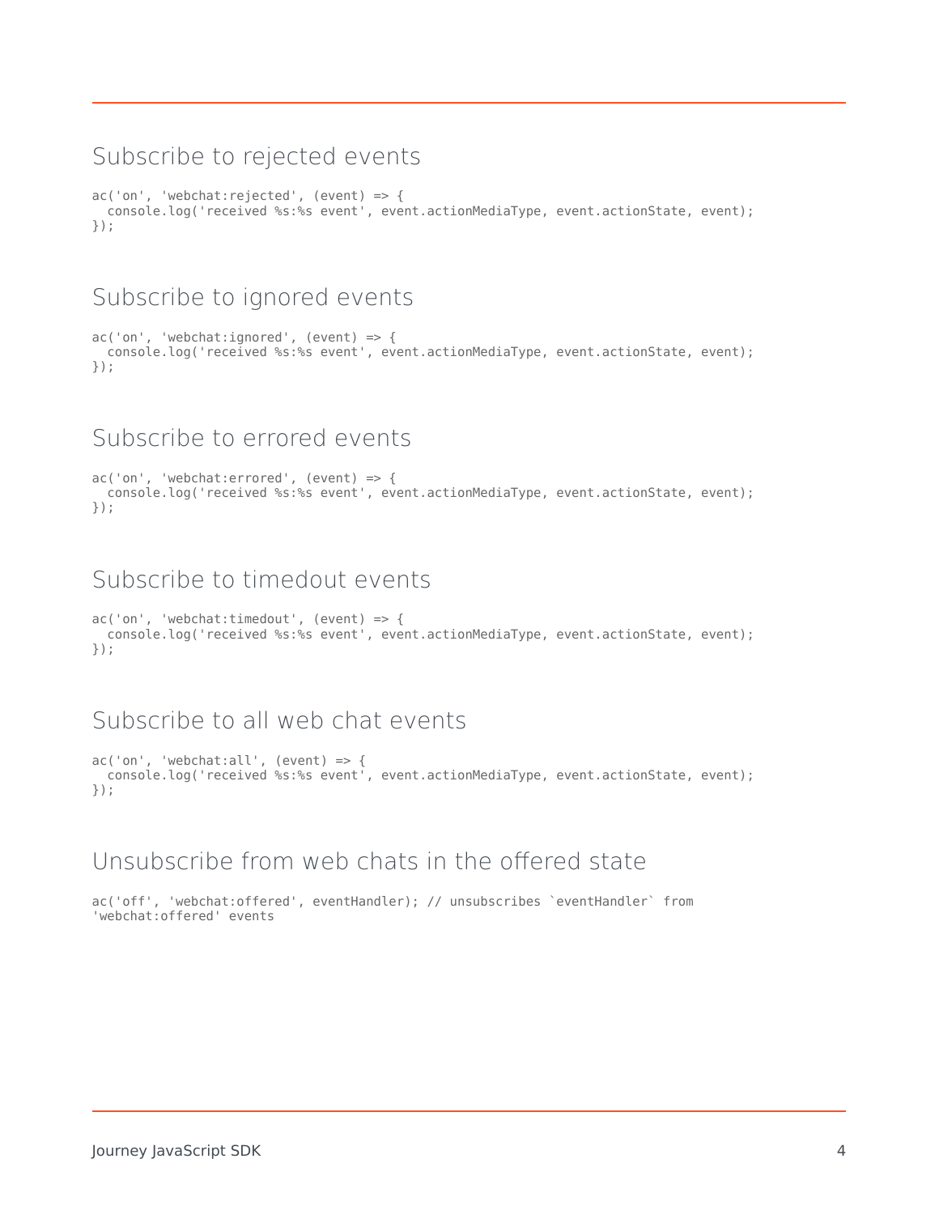## Subscribe to rejected events

```
ac('on', 'webchat:rejected', (event) => {
  console.log('received %s:%s event', event.actionMediaType, event.actionState, event);
});
```

## Subscribe to ignored events

```
ac('on', 'webchat:ignored', (event) => {
  console.log('received %s:%s event', event.actionMediaType, event.actionState, event);
});
```

## Subscribe to errored events

```
ac('on', 'webchat:errored', (event) => {
  console.log('received %s:%s event', event.actionMediaType, event.actionState, event);
});
```

## Subscribe to timedout events

```
ac('on', 'webchat:timedout', (event) => {
  console.log('received %s:%s event', event.actionMediaType, event.actionState, event);
});
```

## Subscribe to all web chat events

```
ac('on', 'webchat:all', (event) => {
  console.log('received %s:%s event', event.actionMediaType, event.actionState, event);
});
```

## Unsubscribe from web chats in the offered state

```
ac('off', 'webchat:offered', eventHandler); // unsubscribes `eventHandler` from
'webchat:offered' events
```